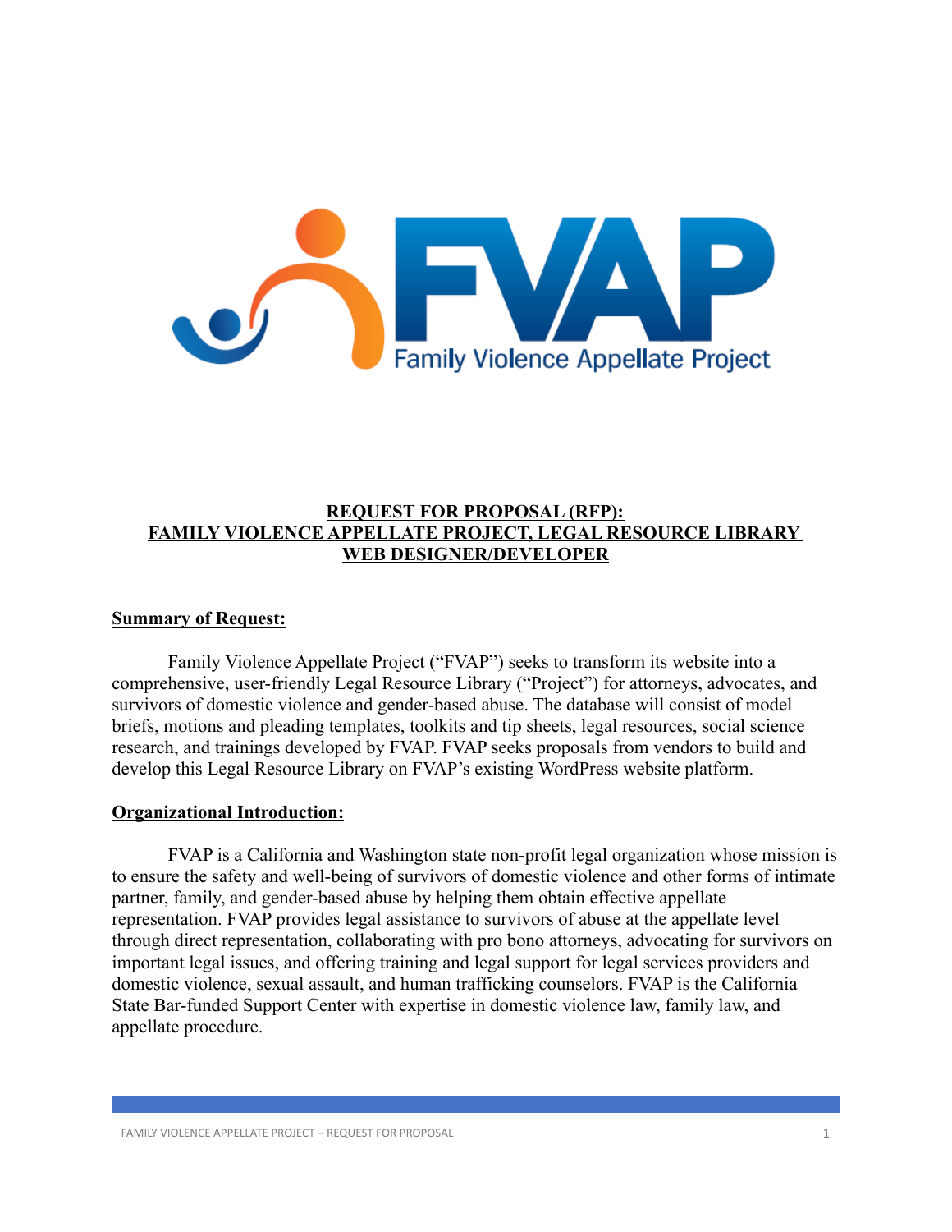# REQUEST FOR PROPOSAL (RFP): FAMILY VIOLENCE APPELLATE PROJECT, LEGAL RESOURCE LIBRARY WEB DESIGNER/DEVELOPER

## Summary of Request:

Family Violence Appellate Project ("FVAP") seeks to transform its website into a comprehensive, user-friendly Legal Resource Library ("Project") for attorneys, advocates, and survivors of domestic violence and gender-based abuse. The database will consist of model briefs, motions and pleading templates, toolkits and tip sheets, legal resources, social science research, and trainings developed by FVAP. FVAP seeks proposals from vendors to build and develop this Legal Resource Library on FVAP's existing WordPress website platform.

## Organizational Introduction:

FVAP is a California and Washington state non-profit legal organization whose mission is to ensure the safety and well-being of survivors of domestic violence and other forms of intimate partner, family, and gender-based abuse by helping them obtain effective appellate representation. FVAP provides legal assistance to survivors of abuse at the appellate level through direct representation, collaborating with pro bono attorneys, advocating for survivors on important legal issues, and offering training and legal support for legal services providers and domestic violence, sexual assault, and human trafficking counselors. FVAP is the California State Bar-funded Support Center with expertise in domestic violence law, family law, and appellate procedure.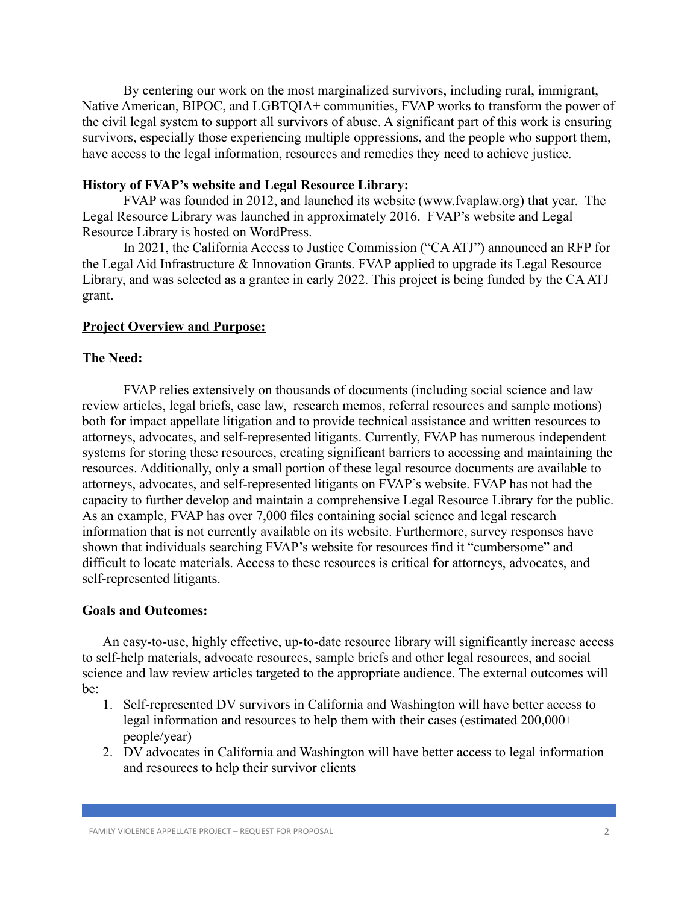By centering our work on the most marginalized survivors, including rural, immigrant, Native American, BIPOC, and LGBTQIA+ communities, FVAP works to transform the power of the civil legal system to support all survivors of abuse. A significant part of this work is ensuring survivors, especially those experiencing multiple oppressions, and the people who support them, have access to the legal information, resources and remedies they need to achieve justice.

**History of FVAP's website and Legal Resource Library:**

FVAP was founded in 2012, and launched its website (www.fvaplaw.org) that year. The Legal Resource Library was launched in approximately 2016. FVAP's website and Legal Resource Library is hosted on WordPress.

In 2021, the California Access to Justice Commission ("CA ATJ") announced an RFP for the Legal Aid Infrastructure & Innovation Grants. FVAP applied to upgrade its Legal Resource Library, and was selected as a grantee in early 2022. This project is being funded by the CA ATJ grant.

## Project Overview and Purpose:

**The Need:**

FVAP relies extensively on thousands of documents (including social science and law review articles, legal briefs, case law, research memos, referral resources and sample motions) both for impact appellate litigation and to provide technical assistance and written resources to attorneys, advocates, and self-represented litigants. Currently, FVAP has numerous independent systems for storing these resources, creating significant barriers to accessing and maintaining the resources. Additionally, only a small portion of these legal resource documents are available to attorneys, advocates, and self-represented litigants on FVAP's website. FVAP has not had the capacity to further develop and maintain a comprehensive Legal Resource Library for the public. As an example, FVAP has over 7,000 files containing social science and legal research information that is not currently available on its website. Furthermore, survey responses have shown that individuals searching FVAP's website for resources find it "cumbersome" and difficult to locate materials. Access to these resources is critical for attorneys, advocates, and self-represented litigants.

**Goals and Outcomes:**

An easy-to-use, highly effective, up-to-date resource library will significantly increase access to self-help materials, advocate resources, sample briefs and other legal resources, and social science and law review articles targeted to the appropriate audience. The external outcomes will be:

1. Self-represented DV survivors in California and Washington will have better access to legal information and resources to help them with their cases (estimated 200,000+ people/year)
2. DV advocates in California and Washington will have better access to legal information and resources to help their survivor clients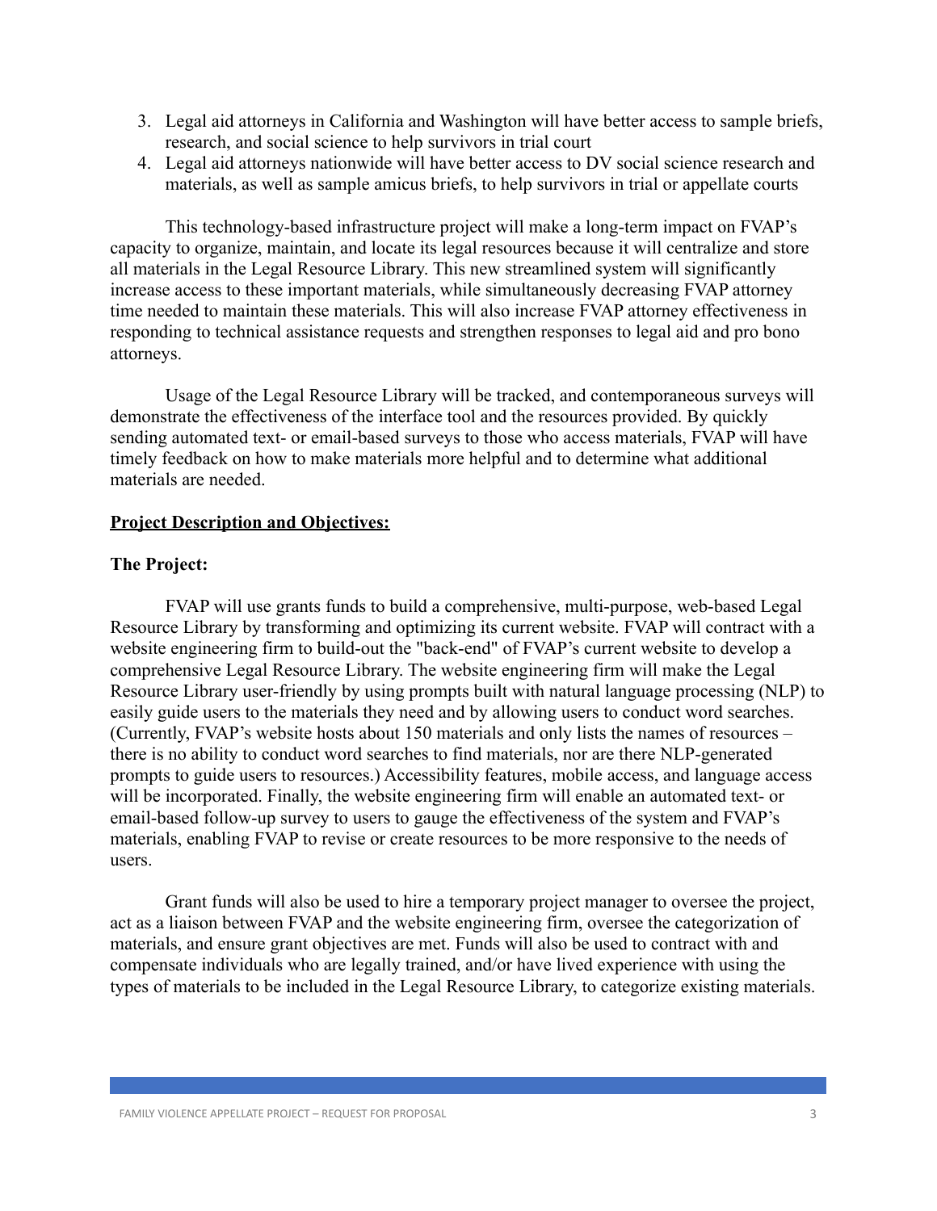3. Legal aid attorneys in California and Washington will have better access to sample briefs, research, and social science to help survivors in trial court
4. Legal aid attorneys nationwide will have better access to DV social science research and materials, as well as sample amicus briefs, to help survivors in trial or appellate courts

This technology-based infrastructure project will make a long-term impact on FVAP's capacity to organize, maintain, and locate its legal resources because it will centralize and store all materials in the Legal Resource Library. This new streamlined system will significantly increase access to these important materials, while simultaneously decreasing FVAP attorney time needed to maintain these materials. This will also increase FVAP attorney effectiveness in responding to technical assistance requests and strengthen responses to legal aid and pro bono attorneys.

Usage of the Legal Resource Library will be tracked, and contemporaneous surveys will demonstrate the effectiveness of the interface tool and the resources provided. By quickly sending automated text- or email-based surveys to those who access materials, FVAP will have timely feedback on how to make materials more helpful and to determine what additional materials are needed.

## Project Description and Objectives:

### The Project:

FVAP will use grants funds to build a comprehensive, multi-purpose, web-based Legal Resource Library by transforming and optimizing its current website. FVAP will contract with a website engineering firm to build-out the "back-end" of FVAP's current website to develop a comprehensive Legal Resource Library. The website engineering firm will make the Legal Resource Library user-friendly by using prompts built with natural language processing (NLP) to easily guide users to the materials they need and by allowing users to conduct word searches. (Currently, FVAP's website hosts about 150 materials and only lists the names of resources – there is no ability to conduct word searches to find materials, nor are there NLP-generated prompts to guide users to resources.) Accessibility features, mobile access, and language access will be incorporated. Finally, the website engineering firm will enable an automated text- or email-based follow-up survey to users to gauge the effectiveness of the system and FVAP's materials, enabling FVAP to revise or create resources to be more responsive to the needs of users.

Grant funds will also be used to hire a temporary project manager to oversee the project, act as a liaison between FVAP and the website engineering firm, oversee the categorization of materials, and ensure grant objectives are met. Funds will also be used to contract with and compensate individuals who are legally trained, and/or have lived experience with using the types of materials to be included in the Legal Resource Library, to categorize existing materials.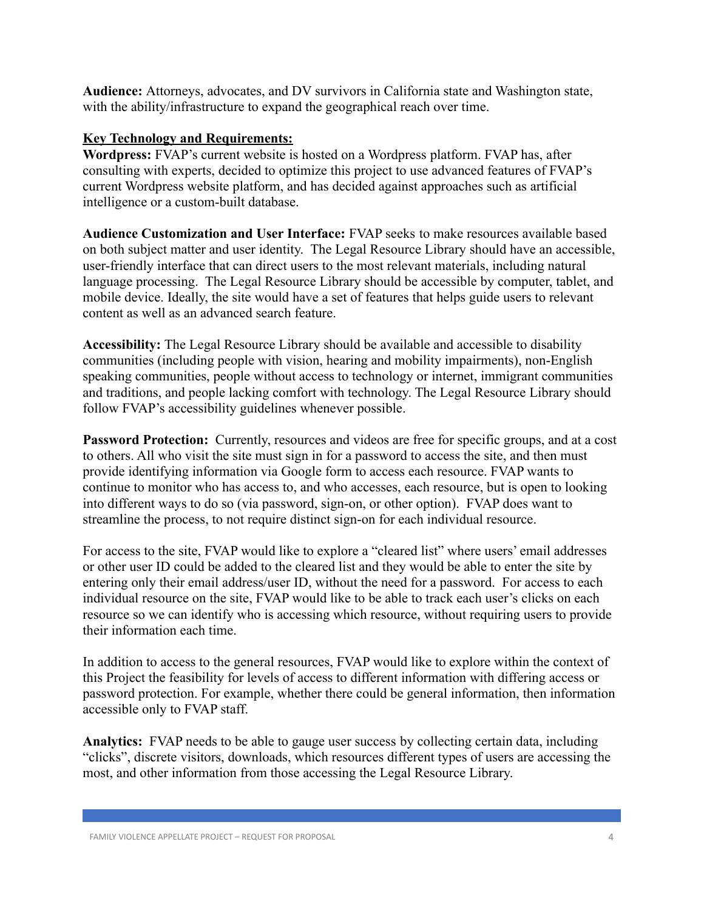**Audience:** Attorneys, advocates, and DV survivors in California state and Washington state, with the ability/infrastructure to expand the geographical reach over time.

**Key Technology and Requirements:**

**Wordpress:** FVAP's current website is hosted on a Wordpress platform. FVAP has, after consulting with experts, decided to optimize this project to use advanced features of FVAP's current Wordpress website platform, and has decided against approaches such as artificial intelligence or a custom-built database.

**Audience Customization and User Interface:** FVAP seeks to make resources available based on both subject matter and user identity. The Legal Resource Library should have an accessible, user-friendly interface that can direct users to the most relevant materials, including natural language processing. The Legal Resource Library should be accessible by computer, tablet, and mobile device. Ideally, the site would have a set of features that helps guide users to relevant content as well as an advanced search feature.

**Accessibility:** The Legal Resource Library should be available and accessible to disability communities (including people with vision, hearing and mobility impairments), non-English speaking communities, people without access to technology or internet, immigrant communities and traditions, and people lacking comfort with technology. The Legal Resource Library should follow FVAP's accessibility guidelines whenever possible.

**Password Protection:** Currently, resources and videos are free for specific groups, and at a cost to others. All who visit the site must sign in for a password to access the site, and then must provide identifying information via Google form to access each resource. FVAP wants to continue to monitor who has access to, and who accesses, each resource, but is open to looking into different ways to do so (via password, sign-on, or other option). FVAP does want to streamline the process, to not require distinct sign-on for each individual resource.

For access to the site, FVAP would like to explore a "cleared list" where users' email addresses or other user ID could be added to the cleared list and they would be able to enter the site by entering only their email address/user ID, without the need for a password. For access to each individual resource on the site, FVAP would like to be able to track each user's clicks on each resource so we can identify who is accessing which resource, without requiring users to provide their information each time.

In addition to access to the general resources, FVAP would like to explore within the context of this Project the feasibility for levels of access to different information with differing access or password protection. For example, whether there could be general information, then information accessible only to FVAP staff.

**Analytics:** FVAP needs to be able to gauge user success by collecting certain data, including "clicks", discrete visitors, downloads, which resources different types of users are accessing the most, and other information from those accessing the Legal Resource Library.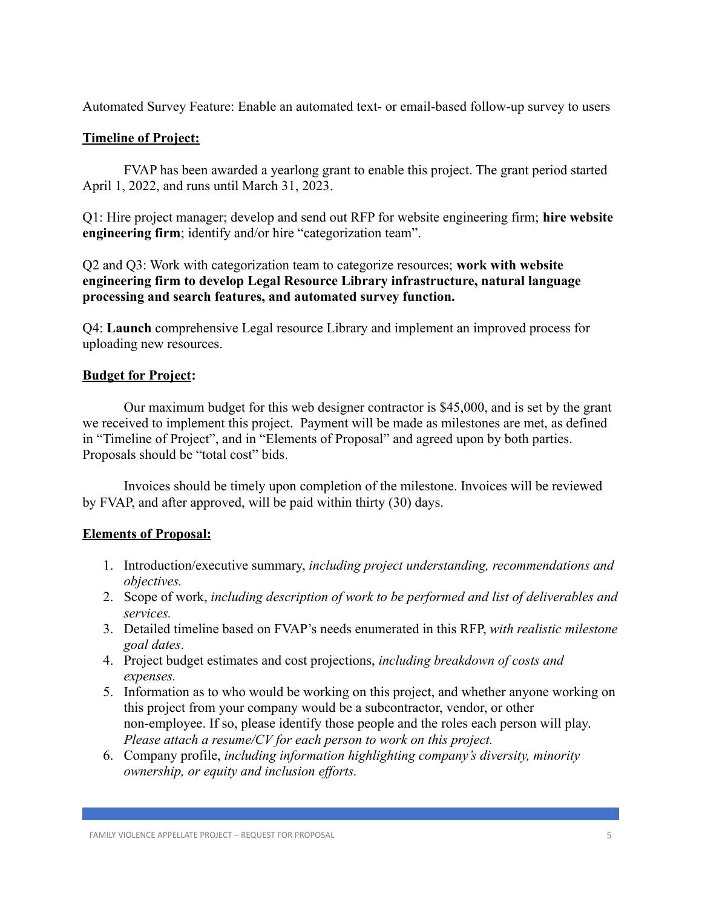Automated Survey Feature: Enable an automated text- or email-based follow-up survey to users

**Timeline of Project:**

FVAP has been awarded a yearlong grant to enable this project. The grant period started April 1, 2022, and runs until March 31, 2023.

Q1: Hire project manager; develop and send out RFP for website engineering firm; **hire website engineering firm**; identify and/or hire "categorization team".

Q2 and Q3: Work with categorization team to categorize resources; **work with website engineering firm to develop Legal Resource Library infrastructure, natural language processing and search features, and automated survey function.**

Q4: **Launch** comprehensive Legal resource Library and implement an improved process for uploading new resources.

**Budget for Project:**

Our maximum budget for this web designer contractor is $45,000, and is set by the grant we received to implement this project. Payment will be made as milestones are met, as defined in "Timeline of Project", and in "Elements of Proposal" and agreed upon by both parties. Proposals should be "total cost" bids.

Invoices should be timely upon completion of the milestone. Invoices will be reviewed by FVAP, and after approved, will be paid within thirty (30) days.

**Elements of Proposal:**

1. Introduction/executive summary, *including project understanding, recommendations and objectives.*
2. Scope of work, *including description of work to be performed and list of deliverables and services.*
3. Detailed timeline based on FVAP's needs enumerated in this RFP, *with realistic milestone goal dates*.
4. Project budget estimates and cost projections, *including breakdown of costs and expenses.*
5. Information as to who would be working on this project, and whether anyone working on this project from your company would be a subcontractor, vendor, or other non-employee. If so, please identify those people and the roles each person will play. *Please attach a resume/CV for each person to work on this project.*
6. Company profile, *including information highlighting company's diversity, minority ownership, or equity and inclusion efforts.*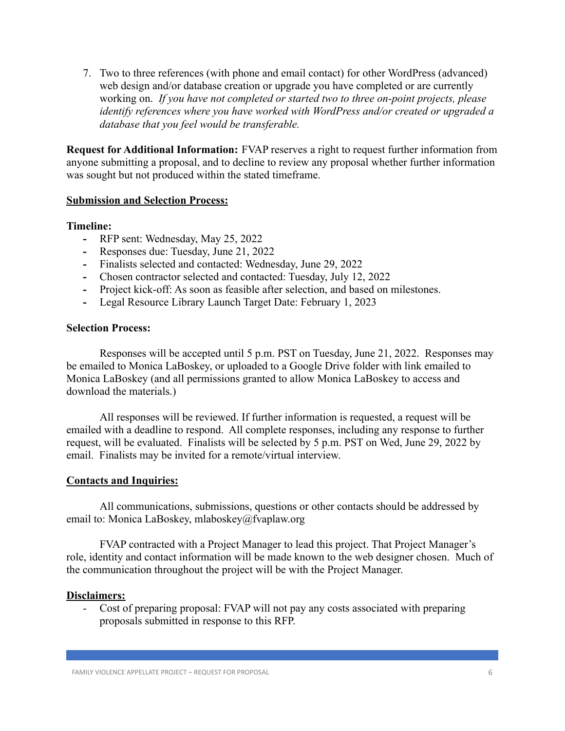7. Two to three references (with phone and email contact) for other WordPress (advanced) web design and/or database creation or upgrade you have completed or are currently working on. *If you have not completed or started two to three on-point projects, please identify references where you have worked with WordPress and/or created or upgraded a database that you feel would be transferable.*

**Request for Additional Information:** FVAP reserves a right to request further information from anyone submitting a proposal, and to decline to review any proposal whether further information was sought but not produced within the stated timeframe.

**Submission and Selection Process:**

**Timeline:**

- RFP sent: Wednesday, May 25, 2022
- Responses due: Tuesday, June 21, 2022
- Finalists selected and contacted: Wednesday, June 29, 2022
- Chosen contractor selected and contacted: Tuesday, July 12, 2022
- Project kick-off: As soon as feasible after selection, and based on milestones.
- Legal Resource Library Launch Target Date: February 1, 2023

**Selection Process:**

Responses will be accepted until 5 p.m. PST on Tuesday, June 21, 2022. Responses may be emailed to Monica LaBoskey, or uploaded to a Google Drive folder with link emailed to Monica LaBoskey (and all permissions granted to allow Monica LaBoskey to access and download the materials.)

All responses will be reviewed. If further information is requested, a request will be emailed with a deadline to respond. All complete responses, including any response to further request, will be evaluated. Finalists will be selected by 5 p.m. PST on Wed, June 29, 2022 by email. Finalists may be invited for a remote/virtual interview.

**Contacts and Inquiries:**

All communications, submissions, questions or other contacts should be addressed by email to: Monica LaBoskey, mlaboskey@fvaplaw.org

FVAP contracted with a Project Manager to lead this project. That Project Manager's role, identity and contact information will be made known to the web designer chosen. Much of the communication throughout the project will be with the Project Manager.

**Disclaimers:**

- Cost of preparing proposal: FVAP will not pay any costs associated with preparing proposals submitted in response to this RFP.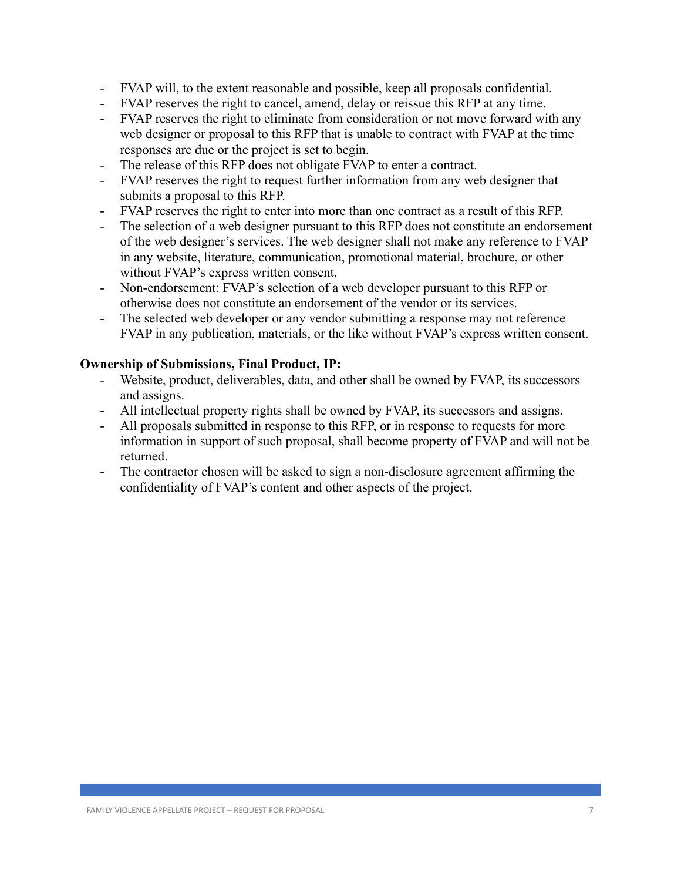- FVAP will, to the extent reasonable and possible, keep all proposals confidential.
- FVAP reserves the right to cancel, amend, delay or reissue this RFP at any time.
- FVAP reserves the right to eliminate from consideration or not move forward with any web designer or proposal to this RFP that is unable to contract with FVAP at the time responses are due or the project is set to begin.
- The release of this RFP does not obligate FVAP to enter a contract.
- FVAP reserves the right to request further information from any web designer that submits a proposal to this RFP.
- FVAP reserves the right to enter into more than one contract as a result of this RFP.
- The selection of a web designer pursuant to this RFP does not constitute an endorsement of the web designer's services. The web designer shall not make any reference to FVAP in any website, literature, communication, promotional material, brochure, or other without FVAP's express written consent.
- Non-endorsement: FVAP's selection of a web developer pursuant to this RFP or otherwise does not constitute an endorsement of the vendor or its services.
- The selected web developer or any vendor submitting a response may not reference FVAP in any publication, materials, or the like without FVAP's express written consent.

**Ownership of Submissions, Final Product, IP:**

- Website, product, deliverables, data, and other shall be owned by FVAP, its successors and assigns.
- All intellectual property rights shall be owned by FVAP, its successors and assigns.
- All proposals submitted in response to this RFP, or in response to requests for more information in support of such proposal, shall become property of FVAP and will not be returned.
- The contractor chosen will be asked to sign a non-disclosure agreement affirming the confidentiality of FVAP's content and other aspects of the project.